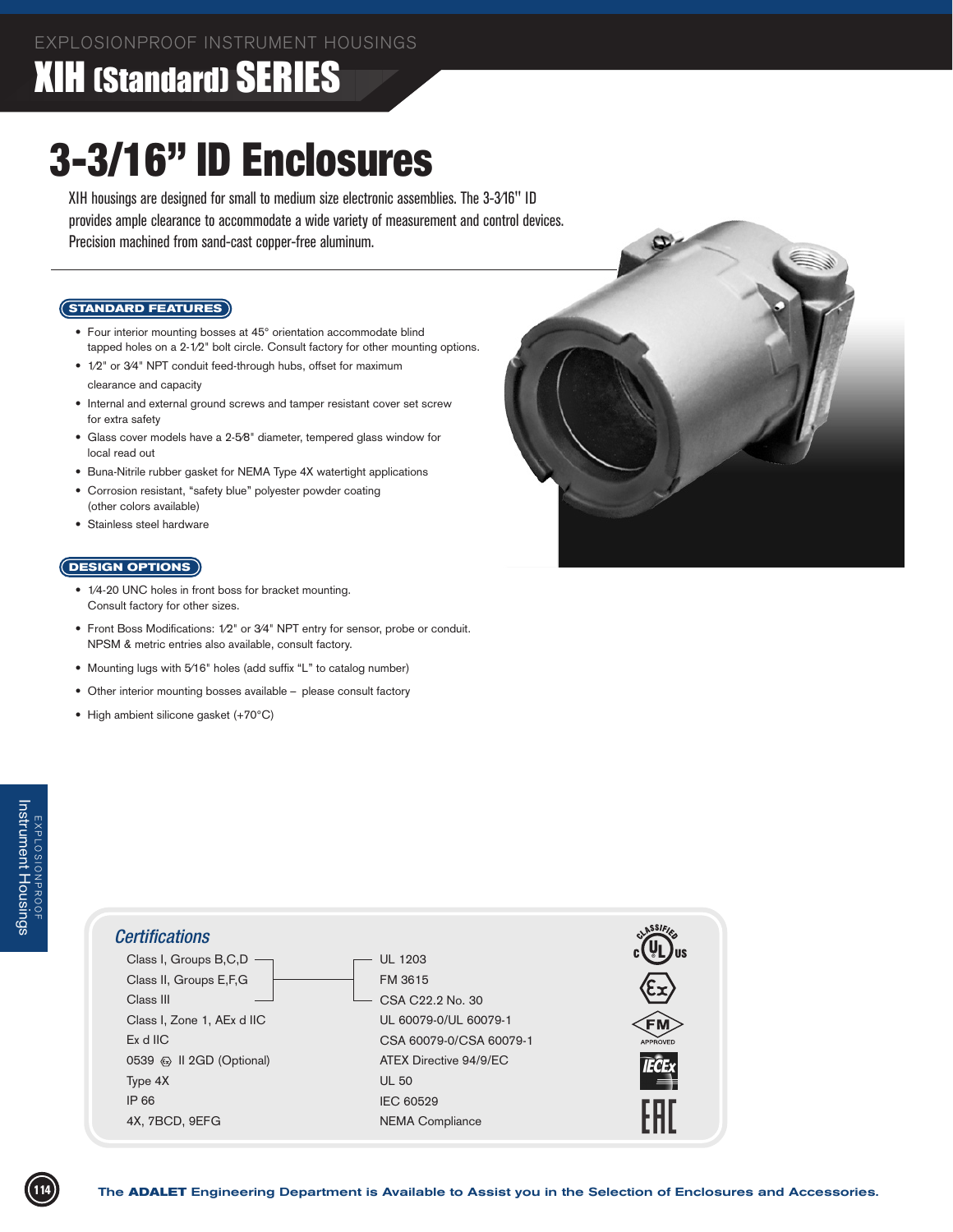EXPLOSIONPROOF INSTRUMENT HOUSINGS

# XIH (Standard) SERIES

# 3-3/16" ID Enclosures

XIH housings are designed for small to medium size electronic assemblies. The 3-3⁄16" ID provides ample clearance to accommodate a wide variety of measurement and control devices. Precision machined from sand-cast copper-free aluminum.

## STANDARD FEATURES

- Four interior mounting bosses at 45° orientation accommodate blind tapped holes on a 2-1⁄2" bolt circle. Consult factory for other mounting options.
- 1⁄2" or 3⁄4" NPT conduit feed-through hubs, offset for maximum clearance and capacity
- Internal and external ground screws and tamper resistant cover set screw for extra safety
- Glass cover models have a 2-5⁄8" diameter, tempered glass window for local read out
- Buna-Nitrile rubber gasket for NEMA Type 4X watertight applications
- Corrosion resistant, "safety blue" polyester powder coating (other colors available)
- Stainless steel hardware

## DESIGN OPTIONS

- 1⁄4-20 UNC holes in front boss for bracket mounting. Consult factory for other sizes.
- Front Boss Modifications: 1⁄2" or 3⁄4" NPT entry for sensor, probe or conduit. NPSM & metric entries also available, consult factory.
- Mounting lugs with 5⁄16" holes (add suffix "L" to catalog number)
- Other interior mounting bosses available – please consult factory
- High ambient silicone gasket (+70°C)

## *Certifications*

| | |
|---|---|
| Class I, Groups B,C,D<br>Class II, Groups E,F,G<br>Class III | UL 1203<br>FM 3615<br>CSA C22.2 No. 30 |
| Class I, Zone 1, AEx d IIC | UL 60079-0/UL 60079-1 |
| Ex d IIC | CSA 60079-0/CSA 60079-1 |
| 0539 Ex II 2GD (Optional) | ATEX Directive 94/9/EC |
| Type 4X | UL 50 |
| IP 66 | IEC 60529 |
| 4X, 7BCD, 9EFG | NEMA Compliance |

The **ADALET** Engineering Department is Available to Assist you in the Selection of Enclosures and Accessories.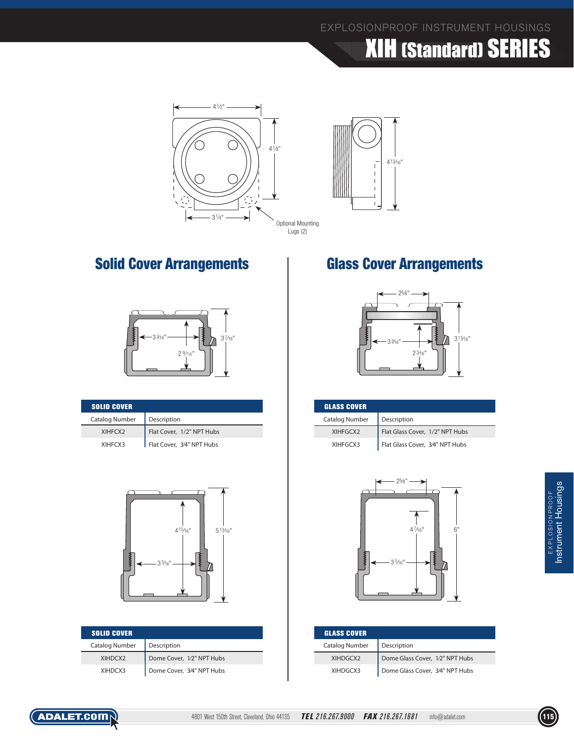EXPLOSIONPROOF INSTRUMENT HOUSINGS

# XIH (Standard) SERIES

4½"

4⅛"

4 13⁄16"

3¼"

Optional Mounting Lugs (2)

## Solid Cover Arrangements

3 3⁄16"

2 9⁄16"

3 7⁄16"

| SOLID COVER | |
|---|---|
| Catalog Number | Description |
| XIHFCX2 | Flat Cover, 1/2" NPT Hubs |
| XIHFCX3 | Flat Cover, 3⁄4" NPT Hubs |

4 15⁄16"

5 13⁄16"

3 3⁄16"

| SOLID COVER | |
|---|---|
| Catalog Number | Description |
| XIHDCX2 | Dome Cover, 1⁄2" NPT Hubs |
| XIHDCX3 | Dome Cover, 3⁄4" NPT Hubs |

## Glass Cover Arrangements

2⅝"

3 3⁄16"

2 3⁄16"

3 13⁄16"

| GLASS COVER | |
|---|---|
| Catalog Number | Description |
| XIHFGCX2 | Flat Glass Cover, 1/2" NPT Hubs |
| XIHFGCX3 | Flat Glass Cover, 3⁄4" NPT Hubs |

2⅝"

4 7⁄16"

6"

3 3⁄16"

| GLASS COVER | |
|---|---|
| Catalog Number | Description |
| XIHDGCX2 | Dome Glass Cover, 1⁄2" NPT Hubs |
| XIHDGCX3 | Dome Glass Cover, 3⁄4" NPT Hubs |

EXPLOSIONPROOF Instrument Housings

ADALET.COM 4801 West 150th Street, Cleveland, Ohio 44135 TEL 216.267.9000 FAX 216.267.1681 info@adalet.com